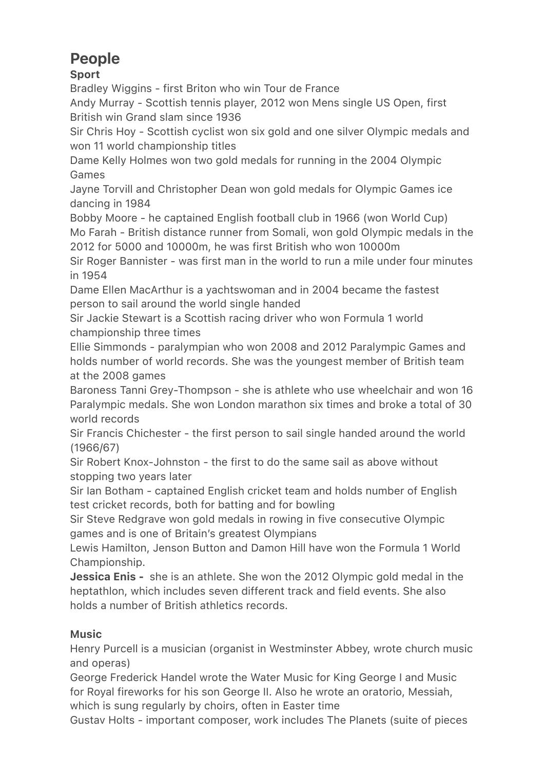# People

**Sport**

Bradley Wiggins - first Briton who win Tour de France
Andy Murray - Scottish tennis player, 2012 won Mens single US Open, first British win Grand slam since 1936
Sir Chris Hoy - Scottish cyclist won six gold and one silver Olympic medals and won 11 world championship titles
Dame Kelly Holmes won two gold medals for running in the 2004 Olympic Games
Jayne Torvill and Christopher Dean won gold medals for Olympic Games ice dancing in 1984
Bobby Moore - he captained English football club in 1966 (won World Cup)
Mo Farah - British distance runner from Somali, won gold Olympic medals in the 2012 for 5000 and 10000m, he was first British who won 10000m
Sir Roger Bannister - was first man in the world to run a mile under four minutes in 1954
Dame Ellen MacArthur is a yachtswoman and in 2004 became the fastest person to sail around the world single handed
Sir Jackie Stewart is a Scottish racing driver who won Formula 1 world championship three times
Ellie Simmonds - paralympian who won 2008 and 2012 Paralympic Games and holds number of world records. She was the youngest member of British team at the 2008 games
Baroness Tanni Grey-Thompson - she is athlete who use wheelchair and won 16 Paralympic medals. She won London marathon six times and broke a total of 30 world records
Sir Francis Chichester - the first person to sail single handed around the world (1966/67)
Sir Robert Knox-Johnston - the first to do the same sail as above without stopping two years later
Sir Ian Botham - captained English cricket team and holds number of English test cricket records, both for batting and for bowling
Sir Steve Redgrave won gold medals in rowing in five consecutive Olympic games and is one of Britain's greatest Olympians
Lewis Hamilton, Jenson Button and Damon Hill have won the Formula 1 World Championship.
**Jessica Enis -** she is an athlete. She won the 2012 Olympic gold medal in the heptathlon, which includes seven different track and field events. She also holds a number of British athletics records.

**Music**

Henry Purcell is a musician (organist in Westminster Abbey, wrote church music and operas)
George Frederick Handel wrote the Water Music for King George I and Music for Royal fireworks for his son George II. Also he wrote an oratorio, Messiah, which is sung regularly by choirs, often in Easter time
Gustav Holts - important composer, work includes The Planets (suite of pieces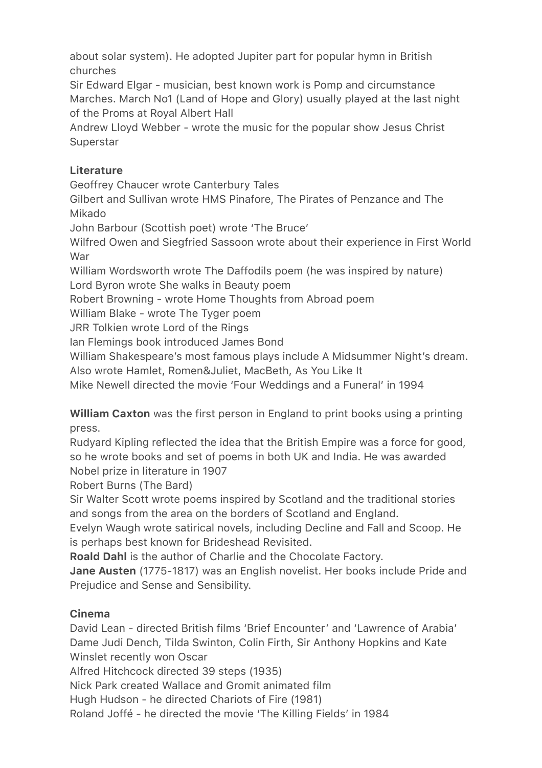about solar system). He adopted Jupiter part for popular hymn in British churches
Sir Edward Elgar - musician, best known work is Pomp and circumstance Marches. March No1 (Land of Hope and Glory) usually played at the last night of the Proms at Royal Albert Hall
Andrew Lloyd Webber - wrote the music for the popular show Jesus Christ Superstar

**Literature**
Geoffrey Chaucer wrote Canterbury Tales
Gilbert and Sullivan wrote HMS Pinafore, The Pirates of Penzance and The Mikado
John Barbour (Scottish poet) wrote 'The Bruce'
Wilfred Owen and Siegfried Sassoon wrote about their experience in First World War
William Wordsworth wrote The Daffodils poem (he was inspired by nature)
Lord Byron wrote She walks in Beauty poem
Robert Browning - wrote Home Thoughts from Abroad poem
William Blake - wrote The Tyger poem
JRR Tolkien wrote Lord of the Rings
Ian Flemings book introduced James Bond
William Shakespeare's most famous plays include A Midsummer Night's dream. Also wrote Hamlet, Romen&Juliet, MacBeth, As You Like It
Mike Newell directed the movie 'Four Weddings and a Funeral' in 1994

**William Caxton** was the first person in England to print books using a printing press.
Rudyard Kipling reflected the idea that the British Empire was a force for good, so he wrote books and set of poems in both UK and India. He was awarded Nobel prize in literature in 1907
Robert Burns (The Bard)
Sir Walter Scott wrote poems inspired by Scotland and the traditional stories and songs from the area on the borders of Scotland and England.
Evelyn Waugh wrote satirical novels, including Decline and Fall and Scoop. He is perhaps best known for Brideshead Revisited.
**Roald Dahl** is the author of Charlie and the Chocolate Factory.
**Jane Austen** (1775-1817) was an English novelist. Her books include Pride and Prejudice and Sense and Sensibility.

**Cinema**
David Lean - directed British films 'Brief Encounter' and 'Lawrence of Arabia'
Dame Judi Dench, Tilda Swinton, Colin Firth, Sir Anthony Hopkins and Kate Winslet recently won Oscar
Alfred Hitchcock directed 39 steps (1935)
Nick Park created Wallace and Gromit animated film
Hugh Hudson - he directed Chariots of Fire (1981)
Roland Joffé - he directed the movie 'The Killing Fields' in 1984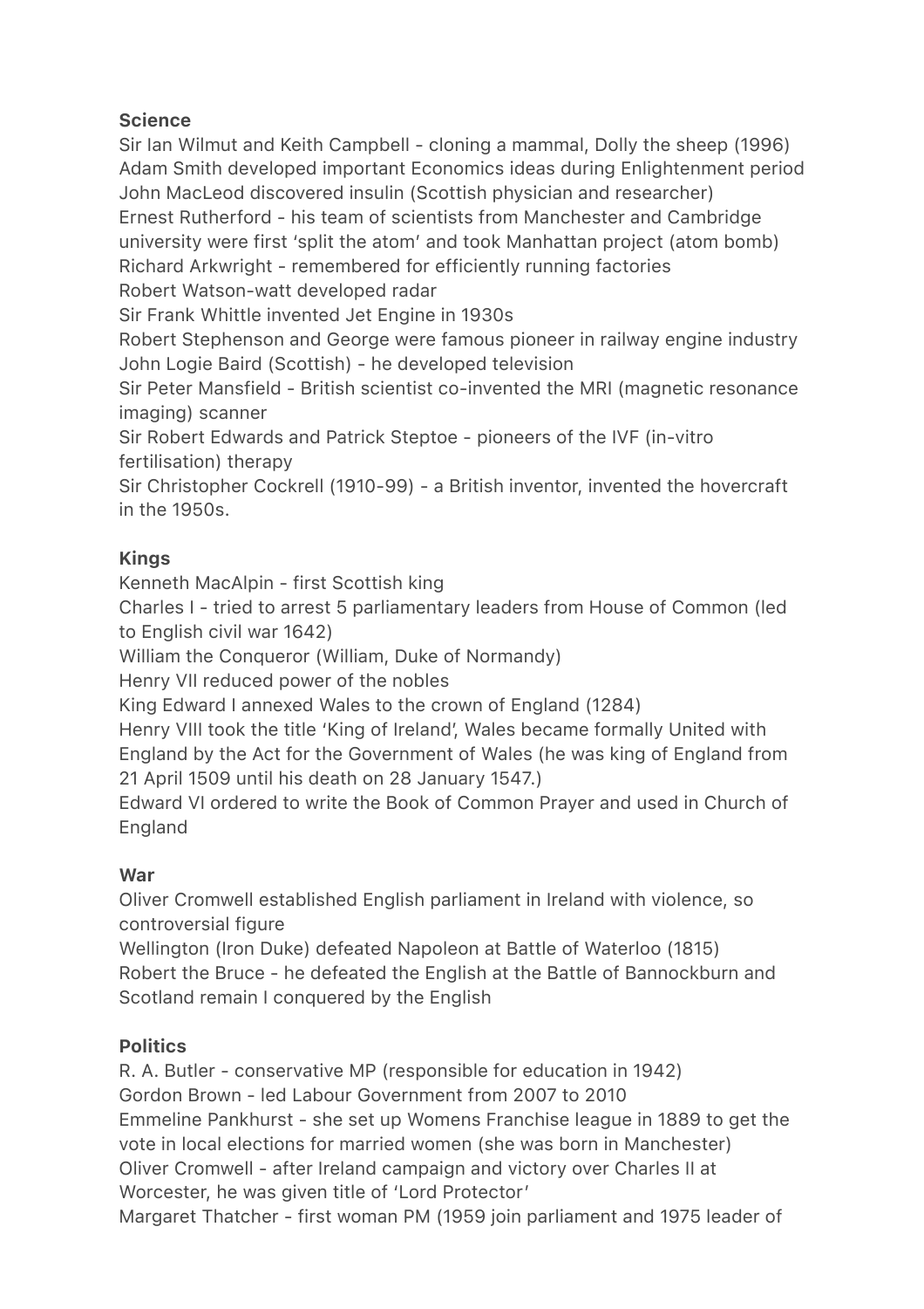**Science**

Sir Ian Wilmut and Keith Campbell - cloning a mammal, Dolly the sheep (1996)
Adam Smith developed important Economics ideas during Enlightenment period
John MacLeod discovered insulin (Scottish physician and researcher)
Ernest Rutherford - his team of scientists from Manchester and Cambridge university were first 'split the atom' and took Manhattan project (atom bomb)
Richard Arkwright - remembered for efficiently running factories
Robert Watson-watt developed radar
Sir Frank Whittle invented Jet Engine in 1930s
Robert Stephenson and George were famous pioneer in railway engine industry
John Logie Baird (Scottish) - he developed television
Sir Peter Mansfield - British scientist co-invented the MRI (magnetic resonance imaging) scanner
Sir Robert Edwards and Patrick Steptoe - pioneers of the IVF (in-vitro fertilisation) therapy
Sir Christopher Cockrell (1910-99) - a British inventor, invented the hovercraft in the 1950s.

**Kings**

Kenneth MacAlpin - first Scottish king
Charles I - tried to arrest 5 parliamentary leaders from House of Common (led to English civil war 1642)
William the Conqueror (William, Duke of Normandy)
Henry VII reduced power of the nobles
King Edward I annexed Wales to the crown of England (1284)
Henry VIII took the title 'King of Ireland', Wales became formally United with England by the Act for the Government of Wales (he was king of England from 21 April 1509 until his death on 28 January 1547.)
Edward VI ordered to write the Book of Common Prayer and used in Church of England

**War**

Oliver Cromwell established English parliament in Ireland with violence, so controversial figure
Wellington (Iron Duke) defeated Napoleon at Battle of Waterloo (1815)
Robert the Bruce - he defeated the English at the Battle of Bannockburn and Scotland remain I conquered by the English

**Politics**

R. A. Butler - conservative MP (responsible for education in 1942)
Gordon Brown - led Labour Government from 2007 to 2010
Emmeline Pankhurst - she set up Womens Franchise league in 1889 to get the vote in local elections for married women (she was born in Manchester)
Oliver Cromwell - after Ireland campaign and victory over Charles II at Worcester, he was given title of 'Lord Protector'
Margaret Thatcher - first woman PM (1959 join parliament and 1975 leader of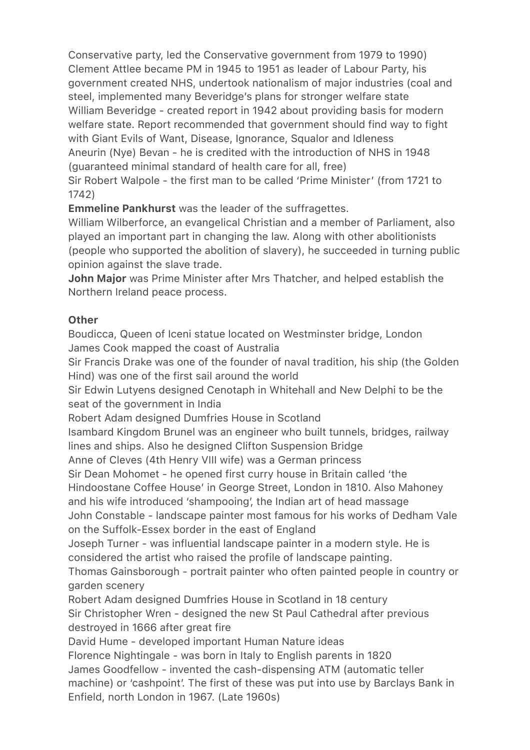Conservative party, led the Conservative government from 1979 to 1990)
Clement Attlee became PM in 1945 to 1951 as leader of Labour Party, his government created NHS, undertook nationalism of major industries (coal and steel, implemented many Beveridge's plans for stronger welfare state
William Beveridge - created report in 1942 about providing basis for modern welfare state. Report recommended that government should find way to fight with Giant Evils of Want, Disease, Ignorance, Squalor and Idleness
Aneurin (Nye) Bevan - he is credited with the introduction of NHS in 1948 (guaranteed minimal standard of health care for all, free)
Sir Robert Walpole - the first man to be called 'Prime Minister' (from 1721 to 1742)
**Emmeline Pankhurst** was the leader of the suffragettes.
William Wilberforce, an evangelical Christian and a member of Parliament, also played an important part in changing the law. Along with other abolitionists (people who supported the abolition of slavery), he succeeded in turning public opinion against the slave trade.
**John Major** was Prime Minister after Mrs Thatcher, and helped establish the Northern Ireland peace process.

**Other**

Boudicca, Queen of Iceni statue located on Westminster bridge, London
James Cook mapped the coast of Australia
Sir Francis Drake was one of the founder of naval tradition, his ship (the Golden Hind) was one of the first sail around the world
Sir Edwin Lutyens designed Cenotaph in Whitehall and New Delphi to be the seat of the government in India
Robert Adam designed Dumfries House in Scotland
Isambard Kingdom Brunel was an engineer who built tunnels, bridges, railway lines and ships. Also he designed Clifton Suspension Bridge
Anne of Cleves (4th Henry VIII wife) was a German princess
Sir Dean Mohomet - he opened first curry house in Britain called 'the Hindoostane Coffee House' in George Street, London in 1810. Also Mahoney and his wife introduced 'shampooing', the Indian art of head massage
John Constable - landscape painter most famous for his works of Dedham Vale on the Suffolk-Essex border in the east of England
Joseph Turner - was influential landscape painter in a modern style. He is considered the artist who raised the profile of landscape painting.
Thomas Gainsborough - portrait painter who often painted people in country or garden scenery
Robert Adam designed Dumfries House in Scotland in 18 century
Sir Christopher Wren - designed the new St Paul Cathedral after previous destroyed in 1666 after great fire
David Hume - developed important Human Nature ideas
Florence Nightingale - was born in Italy to English parents in 1820
James Goodfellow - invented the cash-dispensing ATM (automatic teller machine) or 'cashpoint'. The first of these was put into use by Barclays Bank in Enfield, north London in 1967. (Late 1960s)